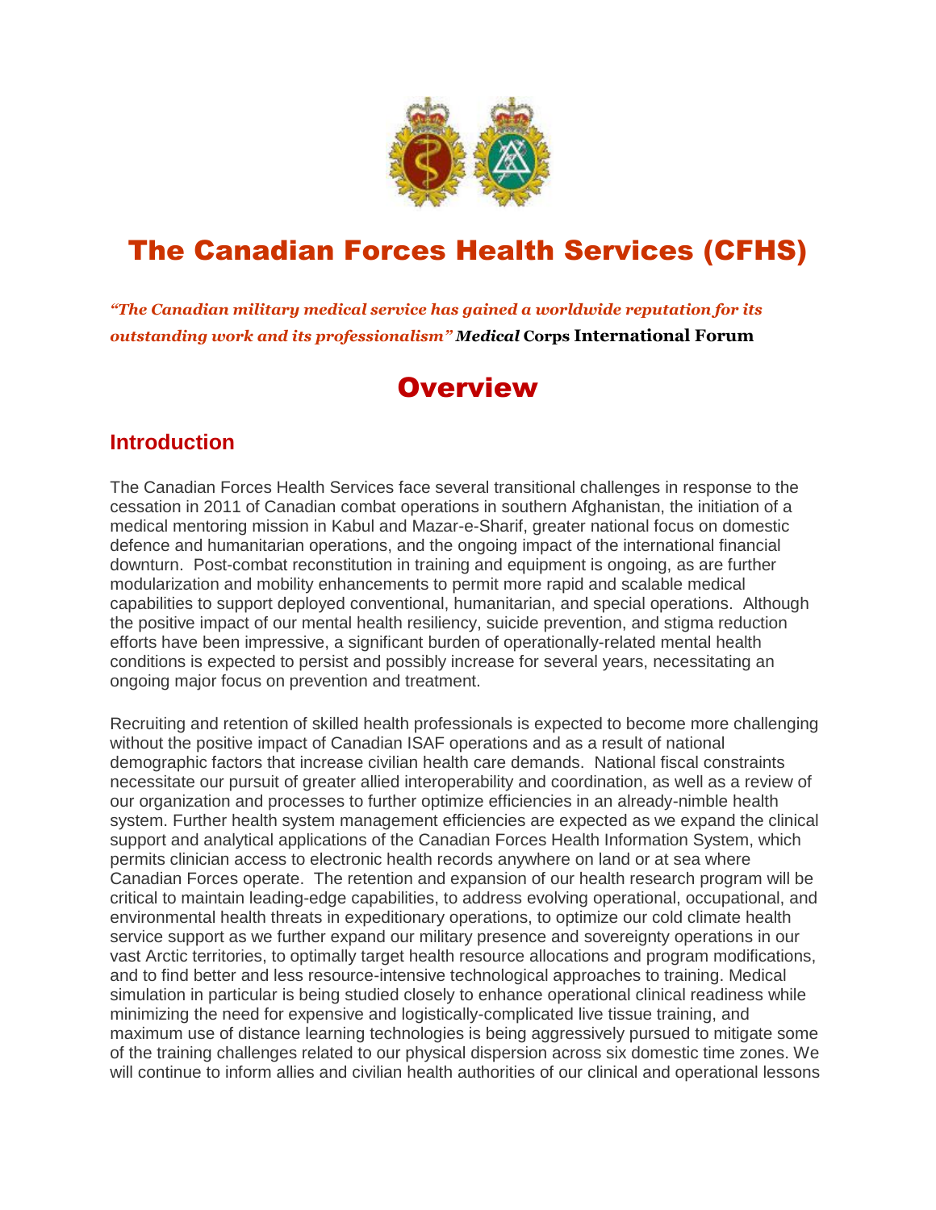# The Canadian Forces Health Services (CFHS)

*"The Canadian military medical service has gained a worldwide reputation for its outstanding work and its professionalism"* ***Medical* Corps International Forum**

## Overview

### Introduction

The Canadian Forces Health Services face several transitional challenges in response to the cessation in 2011 of Canadian combat operations in southern Afghanistan, the initiation of a medical mentoring mission in Kabul and Mazar-e-Sharif, greater national focus on domestic defence and humanitarian operations, and the ongoing impact of the international financial downturn. Post-combat reconstitution in training and equipment is ongoing, as are further modularization and mobility enhancements to permit more rapid and scalable medical capabilities to support deployed conventional, humanitarian, and special operations. Although the positive impact of our mental health resiliency, suicide prevention, and stigma reduction efforts have been impressive, a significant burden of operationally-related mental health conditions is expected to persist and possibly increase for several years, necessitating an ongoing major focus on prevention and treatment.

Recruiting and retention of skilled health professionals is expected to become more challenging without the positive impact of Canadian ISAF operations and as a result of national demographic factors that increase civilian health care demands. National fiscal constraints necessitate our pursuit of greater allied interoperability and coordination, as well as a review of our organization and processes to further optimize efficiencies in an already-nimble health system. Further health system management efficiencies are expected as we expand the clinical support and analytical applications of the Canadian Forces Health Information System, which permits clinician access to electronic health records anywhere on land or at sea where Canadian Forces operate. The retention and expansion of our health research program will be critical to maintain leading-edge capabilities, to address evolving operational, occupational, and environmental health threats in expeditionary operations, to optimize our cold climate health service support as we further expand our military presence and sovereignty operations in our vast Arctic territories, to optimally target health resource allocations and program modifications, and to find better and less resource-intensive technological approaches to training. Medical simulation in particular is being studied closely to enhance operational clinical readiness while minimizing the need for expensive and logistically-complicated live tissue training, and maximum use of distance learning technologies is being aggressively pursued to mitigate some of the training challenges related to our physical dispersion across six domestic time zones. We will continue to inform allies and civilian health authorities of our clinical and operational lessons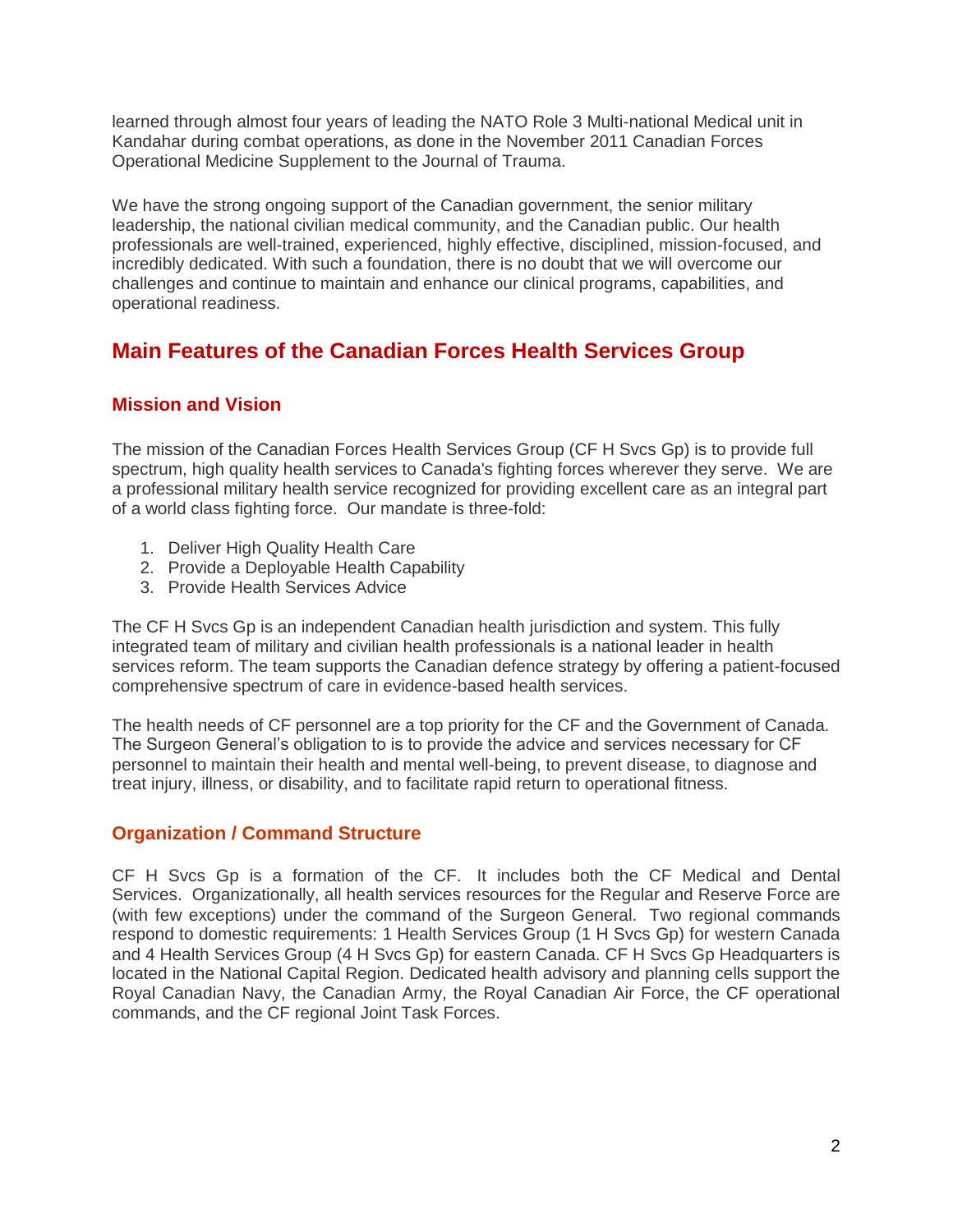learned through almost four years of leading the NATO Role 3 Multi-national Medical unit in Kandahar during combat operations, as done in the November 2011 Canadian Forces Operational Medicine Supplement to the Journal of Trauma.

We have the strong ongoing support of the Canadian government, the senior military leadership, the national civilian medical community, and the Canadian public. Our health professionals are well-trained, experienced, highly effective, disciplined, mission-focused, and incredibly dedicated. With such a foundation, there is no doubt that we will overcome our challenges and continue to maintain and enhance our clinical programs, capabilities, and operational readiness.

## Main Features of the Canadian Forces Health Services Group

### Mission and Vision

The mission of the Canadian Forces Health Services Group (CF H Svcs Gp) is to provide full spectrum, high quality health services to Canada's fighting forces wherever they serve. We are a professional military health service recognized for providing excellent care as an integral part of a world class fighting force. Our mandate is three-fold:

1. Deliver High Quality Health Care
2. Provide a Deployable Health Capability
3. Provide Health Services Advice

The CF H Svcs Gp is an independent Canadian health jurisdiction and system. This fully integrated team of military and civilian health professionals is a national leader in health services reform. The team supports the Canadian defence strategy by offering a patient-focused comprehensive spectrum of care in evidence-based health services.

The health needs of CF personnel are a top priority for the CF and the Government of Canada. The Surgeon General's obligation to is to provide the advice and services necessary for CF personnel to maintain their health and mental well-being, to prevent disease, to diagnose and treat injury, illness, or disability, and to facilitate rapid return to operational fitness.

### Organization / Command Structure

CF H Svcs Gp is a formation of the CF. It includes both the CF Medical and Dental Services. Organizationally, all health services resources for the Regular and Reserve Force are (with few exceptions) under the command of the Surgeon General. Two regional commands respond to domestic requirements: 1 Health Services Group (1 H Svcs Gp) for western Canada and 4 Health Services Group (4 H Svcs Gp) for eastern Canada. CF H Svcs Gp Headquarters is located in the National Capital Region. Dedicated health advisory and planning cells support the Royal Canadian Navy, the Canadian Army, the Royal Canadian Air Force, the CF operational commands, and the CF regional Joint Task Forces.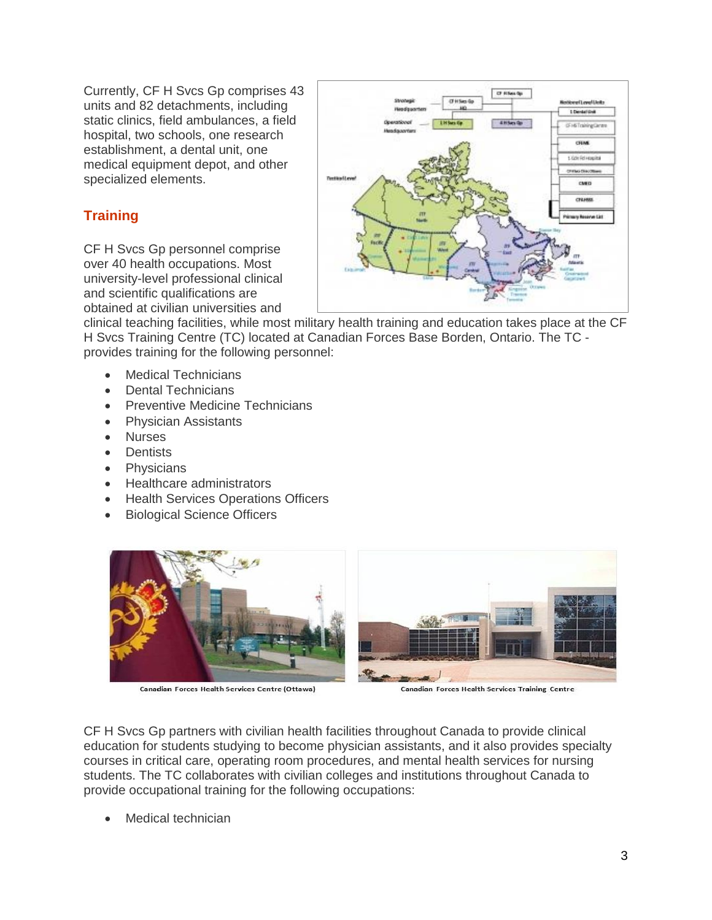Currently, CF H Svcs Gp comprises 43 units and 82 detachments, including static clinics, field ambulances, a field hospital, two schools, one research establishment, a dental unit, one medical equipment depot, and other specialized elements.

## Training

CF H Svcs Gp personnel comprise over 40 health occupations. Most university-level professional clinical and scientific qualifications are obtained at civilian universities and clinical teaching facilities, while most military health training and education takes place at the CF H Svcs Training Centre (TC) located at Canadian Forces Base Borden, Ontario. The TC - provides training for the following personnel:

- Medical Technicians
- Dental Technicians
- Preventive Medicine Technicians
- Physician Assistants
- Nurses
- Dentists
- Physicians
- Healthcare administrators
- Health Services Operations Officers
- Biological Science Officers

Canadian Forces Health Services Centre (Ottawa)

Canadian Forces Health Services Training Centre

CF H Svcs Gp partners with civilian health facilities throughout Canada to provide clinical education for students studying to become physician assistants, and it also provides specialty courses in critical care, operating room procedures, and mental health services for nursing students. The TC collaborates with civilian colleges and institutions throughout Canada to provide occupational training for the following occupations:

- Medical technician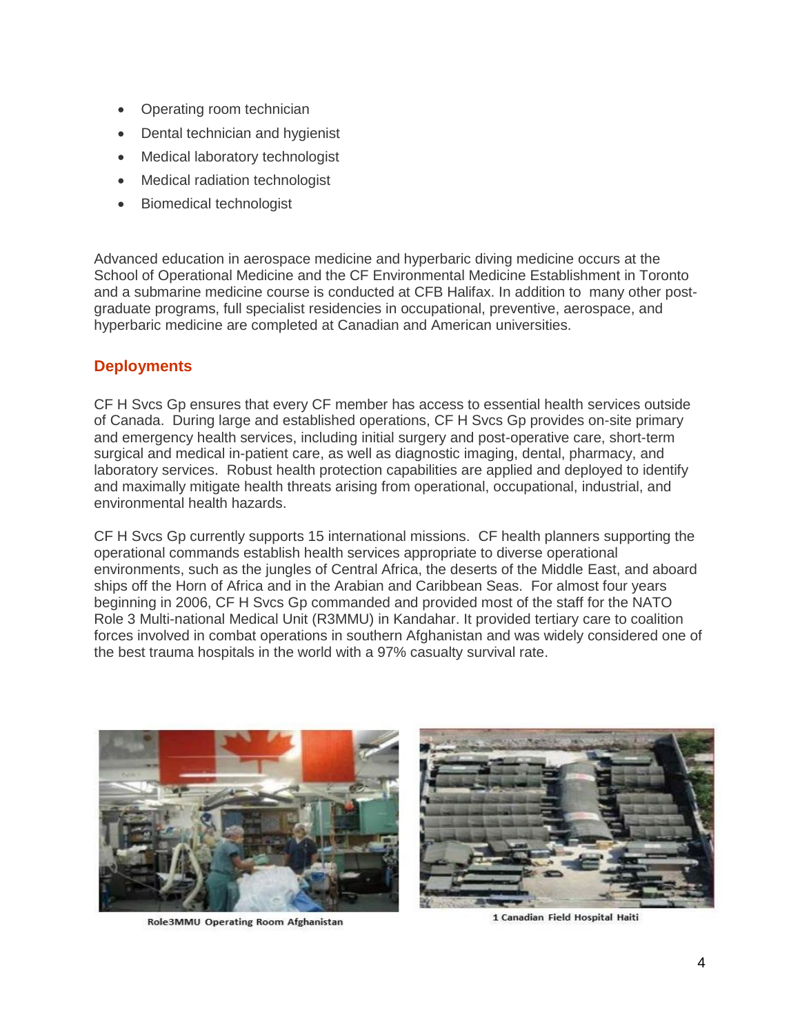- Operating room technician
- Dental technician and hygienist
- Medical laboratory technologist
- Medical radiation technologist
- Biomedical technologist

Advanced education in aerospace medicine and hyperbaric diving medicine occurs at the School of Operational Medicine and the CF Environmental Medicine Establishment in Toronto and a submarine medicine course is conducted at CFB Halifax. In addition to many other post-graduate programs, full specialist residencies in occupational, preventive, aerospace, and hyperbaric medicine are completed at Canadian and American universities.

## Deployments

CF H Svcs Gp ensures that every CF member has access to essential health services outside of Canada. During large and established operations, CF H Svcs Gp provides on-site primary and emergency health services, including initial surgery and post-operative care, short-term surgical and medical in-patient care, as well as diagnostic imaging, dental, pharmacy, and laboratory services. Robust health protection capabilities are applied and deployed to identify and maximally mitigate health threats arising from operational, occupational, industrial, and environmental health hazards.

CF H Svcs Gp currently supports 15 international missions. CF health planners supporting the operational commands establish health services appropriate to diverse operational environments, such as the jungles of Central Africa, the deserts of the Middle East, and aboard ships off the Horn of Africa and in the Arabian and Caribbean Seas. For almost four years beginning in 2006, CF H Svcs Gp commanded and provided most of the staff for the NATO Role 3 Multi-national Medical Unit (R3MMU) in Kandahar. It provided tertiary care to coalition forces involved in combat operations in southern Afghanistan and was widely considered one of the best trauma hospitals in the world with a 97% casualty survival rate.

Role3MMU Operating Room Afghanistan

1 Canadian Field Hospital Haiti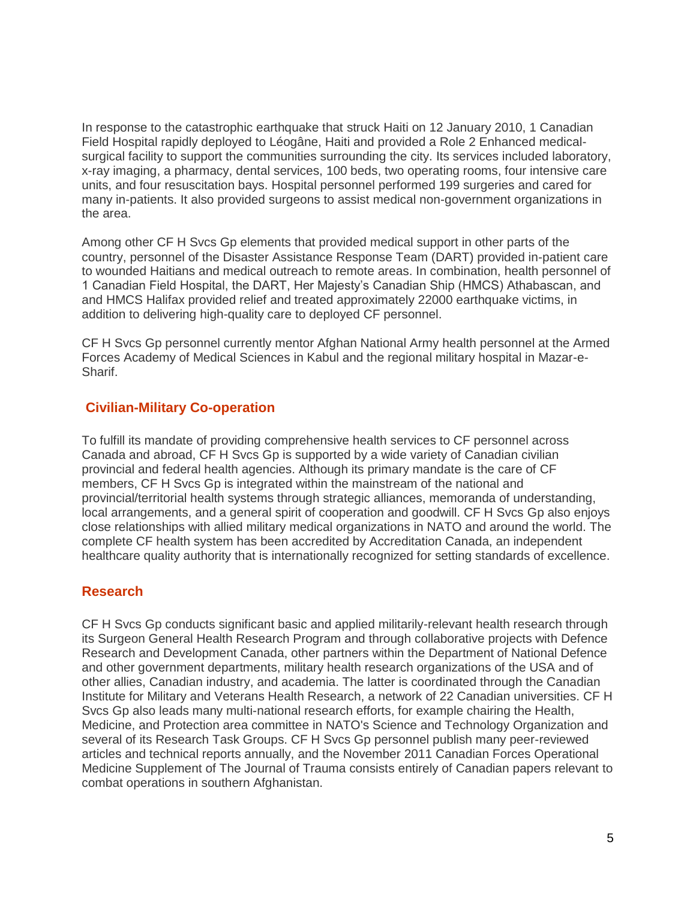In response to the catastrophic earthquake that struck Haiti on 12 January 2010, 1 Canadian Field Hospital rapidly deployed to Léogâne, Haiti and provided a Role 2 Enhanced medical-surgical facility to support the communities surrounding the city. Its services included laboratory, x-ray imaging, a pharmacy, dental services, 100 beds, two operating rooms, four intensive care units, and four resuscitation bays. Hospital personnel performed 199 surgeries and cared for many in-patients. It also provided surgeons to assist medical non-government organizations in the area.

Among other CF H Svcs Gp elements that provided medical support in other parts of the country, personnel of the Disaster Assistance Response Team (DART) provided in-patient care to wounded Haitians and medical outreach to remote areas. In combination, health personnel of 1 Canadian Field Hospital, the DART, Her Majesty's Canadian Ship (HMCS) Athabascan, and and HMCS Halifax provided relief and treated approximately 22000 earthquake victims, in addition to delivering high-quality care to deployed CF personnel.

CF H Svcs Gp personnel currently mentor Afghan National Army health personnel at the Armed Forces Academy of Medical Sciences in Kabul and the regional military hospital in Mazar-e-Sharif.

## Civilian-Military Co-operation

To fulfill its mandate of providing comprehensive health services to CF personnel across Canada and abroad, CF H Svcs Gp is supported by a wide variety of Canadian civilian provincial and federal health agencies. Although its primary mandate is the care of CF members, CF H Svcs Gp is integrated within the mainstream of the national and provincial/territorial health systems through strategic alliances, memoranda of understanding, local arrangements, and a general spirit of cooperation and goodwill. CF H Svcs Gp also enjoys close relationships with allied military medical organizations in NATO and around the world. The complete CF health system has been accredited by Accreditation Canada, an independent healthcare quality authority that is internationally recognized for setting standards of excellence.

## Research

CF H Svcs Gp conducts significant basic and applied militarily-relevant health research through its Surgeon General Health Research Program and through collaborative projects with Defence Research and Development Canada, other partners within the Department of National Defence and other government departments, military health research organizations of the USA and of other allies, Canadian industry, and academia. The latter is coordinated through the Canadian Institute for Military and Veterans Health Research, a network of 22 Canadian universities. CF H Svcs Gp also leads many multi-national research efforts, for example chairing the Health, Medicine, and Protection area committee in NATO's Science and Technology Organization and several of its Research Task Groups. CF H Svcs Gp personnel publish many peer-reviewed articles and technical reports annually, and the November 2011 Canadian Forces Operational Medicine Supplement of The Journal of Trauma consists entirely of Canadian papers relevant to combat operations in southern Afghanistan.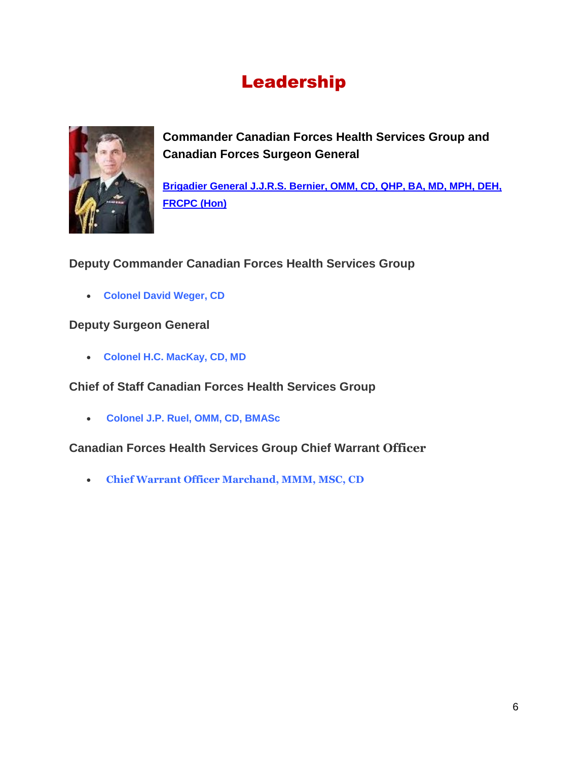# Leadership

**Commander Canadian Forces Health Services Group and Canadian Forces Surgeon General**

**Brigadier General J.J.R.S. Bernier, OMM, CD, QHP, BA, MD, MPH, DEH, FRCPC (Hon)**

### Deputy Commander Canadian Forces Health Services Group

- **Colonel David Weger, CD**

### Deputy Surgeon General

- **Colonel H.C. MacKay, CD, MD**

### Chief of Staff Canadian Forces Health Services Group

- **Colonel J.P. Ruel, OMM, CD, BMASc**

### Canadian Forces Health Services Group Chief Warrant Officer

- **Chief Warrant Officer Marchand, MMM, MSC, CD**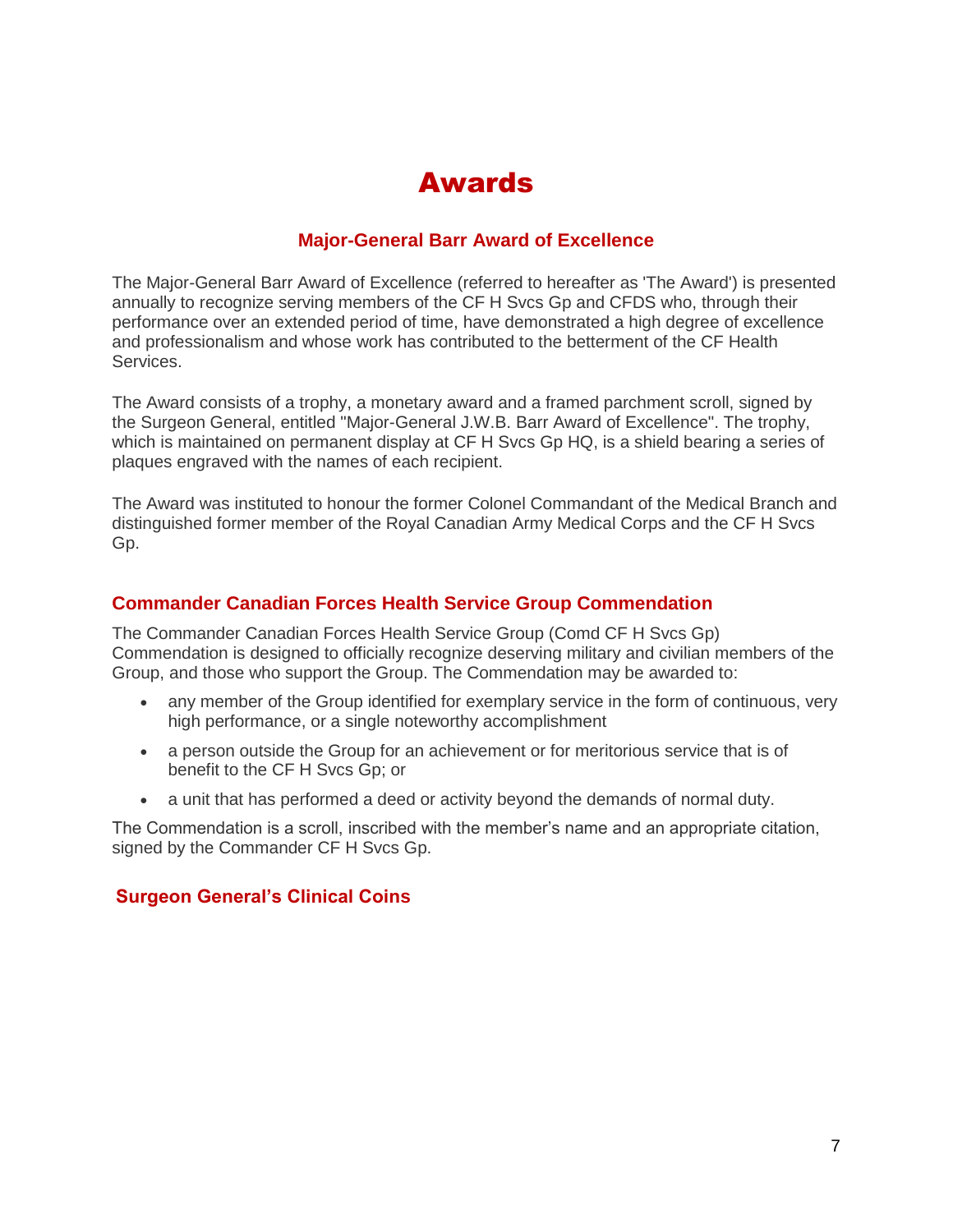# Awards

### Major-General Barr Award of Excellence

The Major-General Barr Award of Excellence (referred to hereafter as 'The Award') is presented annually to recognize serving members of the CF H Svcs Gp and CFDS who, through their performance over an extended period of time, have demonstrated a high degree of excellence and professionalism and whose work has contributed to the betterment of the CF Health Services.

The Award consists of a trophy, a monetary award and a framed parchment scroll, signed by the Surgeon General, entitled "Major-General J.W.B. Barr Award of Excellence". The trophy, which is maintained on permanent display at CF H Svcs Gp HQ, is a shield bearing a series of plaques engraved with the names of each recipient.

The Award was instituted to honour the former Colonel Commandant of the Medical Branch and distinguished former member of the Royal Canadian Army Medical Corps and the CF H Svcs Gp.

### Commander Canadian Forces Health Service Group Commendation

The Commander Canadian Forces Health Service Group (Comd CF H Svcs Gp) Commendation is designed to officially recognize deserving military and civilian members of the Group, and those who support the Group. The Commendation may be awarded to:

- any member of the Group identified for exemplary service in the form of continuous, very high performance, or a single noteworthy accomplishment
- a person outside the Group for an achievement or for meritorious service that is of benefit to the CF H Svcs Gp; or
- a unit that has performed a deed or activity beyond the demands of normal duty.

The Commendation is a scroll, inscribed with the member's name and an appropriate citation, signed by the Commander CF H Svcs Gp.

### Surgeon General's Clinical Coins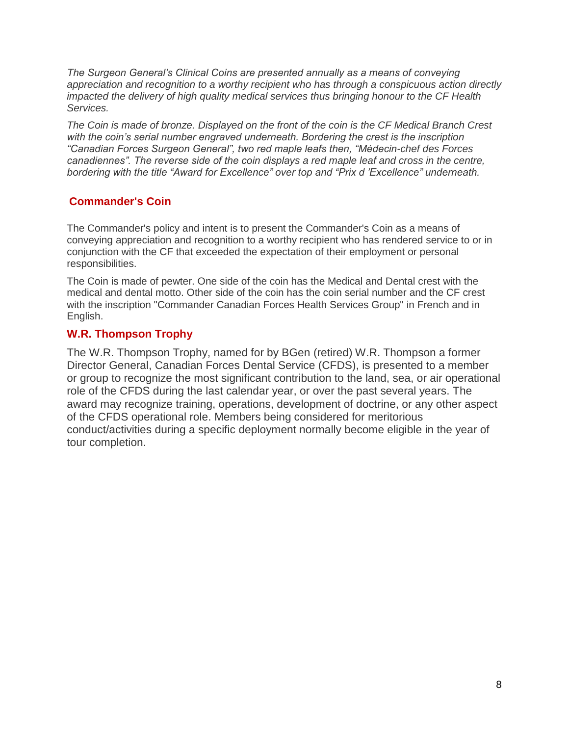*The Surgeon General's Clinical Coins are presented annually as a means of conveying appreciation and recognition to a worthy recipient who has through a conspicuous action directly impacted the delivery of high quality medical services thus bringing honour to the CF Health Services.*

*The Coin is made of bronze. Displayed on the front of the coin is the CF Medical Branch Crest with the coin's serial number engraved underneath. Bordering the crest is the inscription "Canadian Forces Surgeon General", two red maple leafs then, "Médecin-chef des Forces canadiennes". The reverse side of the coin displays a red maple leaf and cross in the centre, bordering with the title "Award for Excellence" over top and "Prix d 'Excellence" underneath.*

## Commander's Coin

The Commander's policy and intent is to present the Commander's Coin as a means of conveying appreciation and recognition to a worthy recipient who has rendered service to or in conjunction with the CF that exceeded the expectation of their employment or personal responsibilities.

The Coin is made of pewter. One side of the coin has the Medical and Dental crest with the medical and dental motto. Other side of the coin has the coin serial number and the CF crest with the inscription "Commander Canadian Forces Health Services Group" in French and in English.

## W.R. Thompson Trophy

The W.R. Thompson Trophy, named for by BGen (retired) W.R. Thompson a former Director General, Canadian Forces Dental Service (CFDS), is presented to a member or group to recognize the most significant contribution to the land, sea, or air operational role of the CFDS during the last calendar year, or over the past several years. The award may recognize training, operations, development of doctrine, or any other aspect of the CFDS operational role. Members being considered for meritorious conduct/activities during a specific deployment normally become eligible in the year of tour completion.